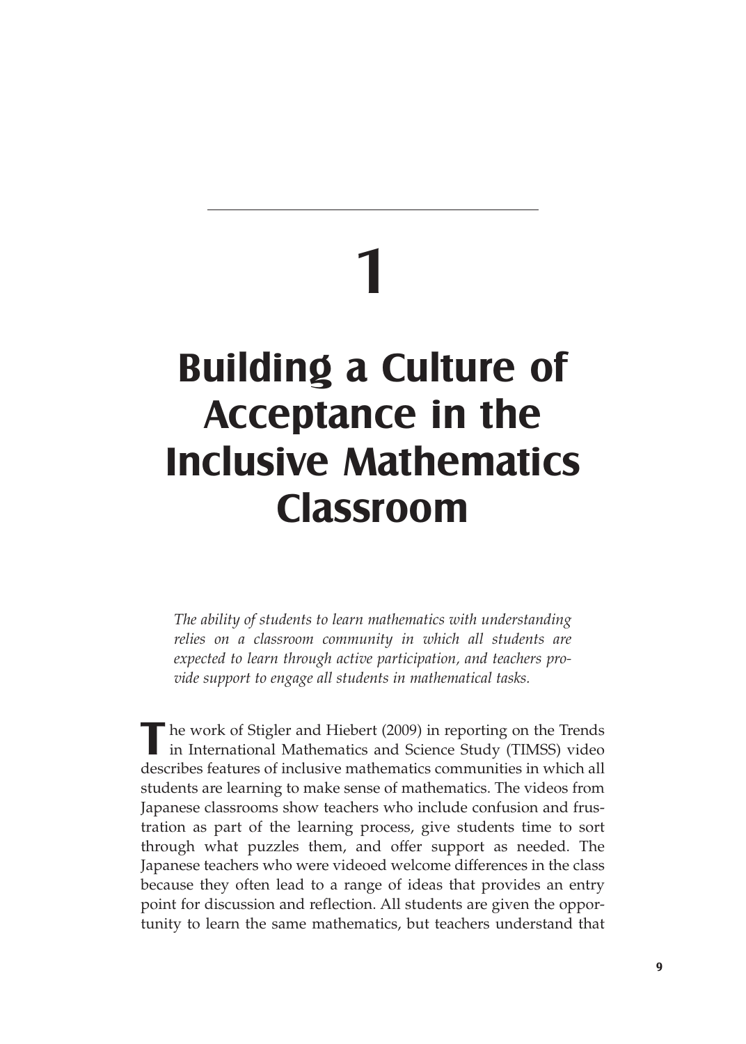# 1

# Building a Culture of Acceptance in the Inclusive Mathematics Classroom

*The ability of students to learn mathematics with understanding relies on a classroom community in which all students are expected to learn through active participation, and teachers provide support to engage all students in mathematical tasks.*

The work of Stigler and Hiebert (2009) in reporting on the Trends in International Mathematics and Science Study (TIMSS) video describes features of inclusive mathematics communities in which all students are learning to make sense of mathematics. The videos from Japanese classrooms show teachers who include confusion and frustration as part of the learning process, give students time to sort through what puzzles them, and offer support as needed. The Japanese teachers who were videoed welcome differences in the class because they often lead to a range of ideas that provides an entry point for discussion and reflection. All students are given the opportunity to learn the same mathematics, but teachers understand that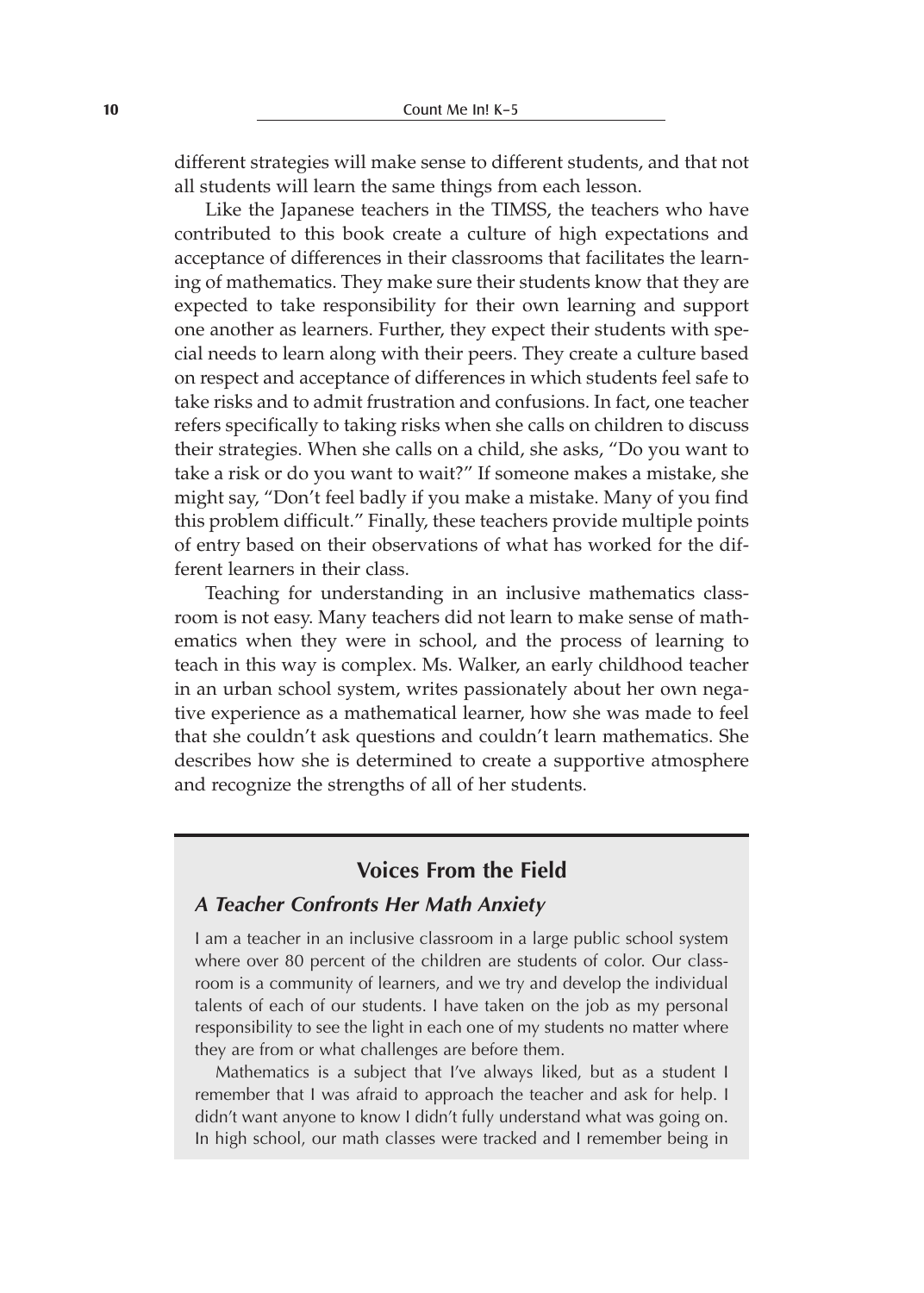different strategies will make sense to different students, and that not all students will learn the same things from each lesson.

Like the Japanese teachers in the TIMSS, the teachers who have contributed to this book create a culture of high expectations and acceptance of differences in their classrooms that facilitates the learning of mathematics. They make sure their students know that they are expected to take responsibility for their own learning and support one another as learners. Further, they expect their students with special needs to learn along with their peers. They create a culture based on respect and acceptance of differences in which students feel safe to take risks and to admit frustration and confusions. In fact, one teacher refers specifically to taking risks when she calls on children to discuss their strategies. When she calls on a child, she asks, "Do you want to take a risk or do you want to wait?" If someone makes a mistake, she might say, "Don't feel badly if you make a mistake. Many of you find this problem difficult." Finally, these teachers provide multiple points of entry based on their observations of what has worked for the different learners in their class.

Teaching for understanding in an inclusive mathematics classroom is not easy. Many teachers did not learn to make sense of mathematics when they were in school, and the process of learning to teach in this way is complex. Ms. Walker, an early childhood teacher in an urban school system, writes passionately about her own negative experience as a mathematical learner, how she was made to feel that she couldn't ask questions and couldn't learn mathematics. She describes how she is determined to create a supportive atmosphere and recognize the strengths of all of her students.

## Voices From the Field

### *A Teacher Confronts Her Math Anxiety*

I am a teacher in an inclusive classroom in a large public school system where over 80 percent of the children are students of color. Our classroom is a community of learners, and we try and develop the individual talents of each of our students. I have taken on the job as my personal responsibility to see the light in each one of my students no matter where they are from or what challenges are before them.

Mathematics is a subject that I've always liked, but as a student I remember that I was afraid to approach the teacher and ask for help. I didn't want anyone to know I didn't fully understand what was going on. In high school, our math classes were tracked and I remember being in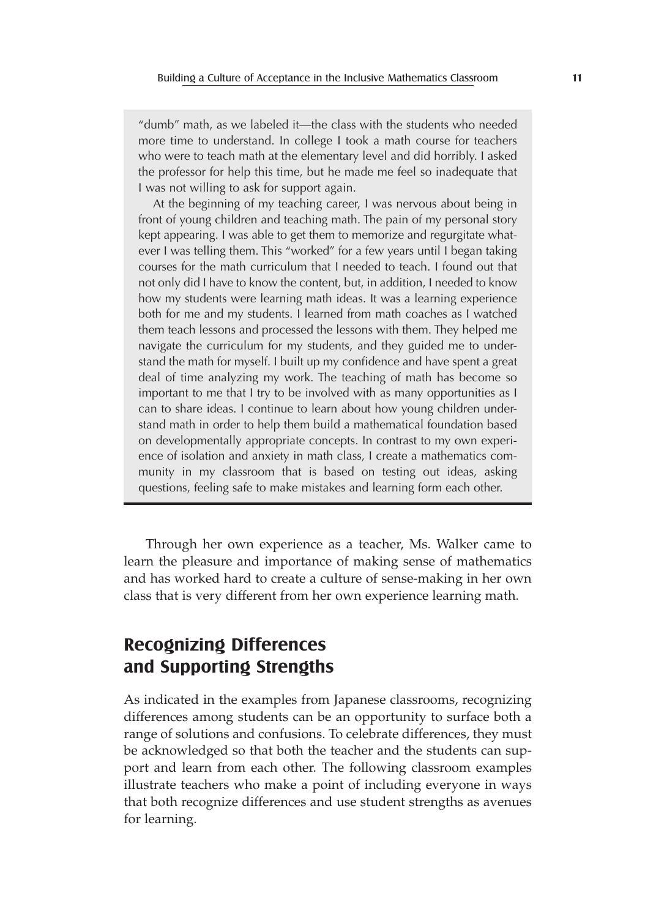"dumb" math, as we labeled it—the class with the students who needed more time to understand. In college I took a math course for teachers who were to teach math at the elementary level and did horribly. I asked the professor for help this time, but he made me feel so inadequate that I was not willing to ask for support again.

At the beginning of my teaching career, I was nervous about being in front of young children and teaching math. The pain of my personal story kept appearing. I was able to get them to memorize and regurgitate whatever I was telling them. This "worked" for a few years until I began taking courses for the math curriculum that I needed to teach. I found out that not only did I have to know the content, but, in addition, I needed to know how my students were learning math ideas. It was a learning experience both for me and my students. I learned from math coaches as I watched them teach lessons and processed the lessons with them. They helped me navigate the curriculum for my students, and they guided me to understand the math for myself. I built up my confidence and have spent a great deal of time analyzing my work. The teaching of math has become so important to me that I try to be involved with as many opportunities as I can to share ideas. I continue to learn about how young children understand math in order to help them build a mathematical foundation based on developmentally appropriate concepts. In contrast to my own experience of isolation and anxiety in math class, I create a mathematics community in my classroom that is based on testing out ideas, asking questions, feeling safe to make mistakes and learning form each other.

Through her own experience as a teacher, Ms. Walker came to learn the pleasure and importance of making sense of mathematics and has worked hard to create a culture of sense-making in her own class that is very different from her own experience learning math.

## Recognizing Differences and Supporting Strengths

As indicated in the examples from Japanese classrooms, recognizing differences among students can be an opportunity to surface both a range of solutions and confusions. To celebrate differences, they must be acknowledged so that both the teacher and the students can support and learn from each other. The following classroom examples illustrate teachers who make a point of including everyone in ways that both recognize differences and use student strengths as avenues for learning.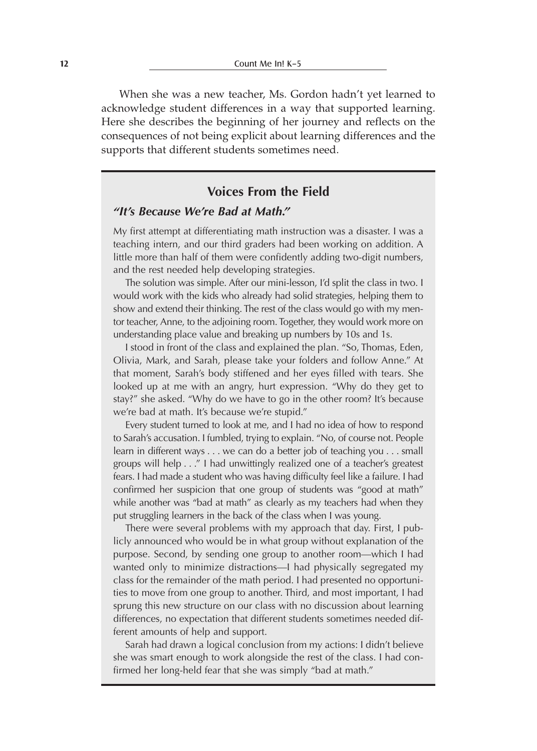When she was a new teacher, Ms. Gordon hadn't yet learned to acknowledge student differences in a way that supported learning. Here she describes the beginning of her journey and reflects on the consequences of not being explicit about learning differences and the supports that different students sometimes need.

## Voices From the Field

### *"It's Because We're Bad at Math."*

My first attempt at differentiating math instruction was a disaster. I was a teaching intern, and our third graders had been working on addition. A little more than half of them were confidently adding two-digit numbers, and the rest needed help developing strategies.

The solution was simple. After our mini-lesson, I'd split the class in two. I would work with the kids who already had solid strategies, helping them to show and extend their thinking. The rest of the class would go with my mentor teacher, Anne, to the adjoining room. Together, they would work more on understanding place value and breaking up numbers by 10s and 1s.

I stood in front of the class and explained the plan. "So, Thomas, Eden, Olivia, Mark, and Sarah, please take your folders and follow Anne." At that moment, Sarah's body stiffened and her eyes filled with tears. She looked up at me with an angry, hurt expression. "Why do they get to stay?" she asked. "Why do we have to go in the other room? It's because we're bad at math. It's because we're stupid."

Every student turned to look at me, and I had no idea of how to respond to Sarah's accusation. I fumbled, trying to explain. "No, of course not. People learn in different ways . . . we can do a better job of teaching you . . . small groups will help . . ." I had unwittingly realized one of a teacher's greatest fears. I had made a student who was having difficulty feel like a failure. I had confirmed her suspicion that one group of students was "good at math" while another was "bad at math" as clearly as my teachers had when they put struggling learners in the back of the class when I was young.

There were several problems with my approach that day. First, I publicly announced who would be in what group without explanation of the purpose. Second, by sending one group to another room—which I had wanted only to minimize distractions—I had physically segregated my class for the remainder of the math period. I had presented no opportunities to move from one group to another. Third, and most important, I had sprung this new structure on our class with no discussion about learning differences, no expectation that different students sometimes needed different amounts of help and support.

Sarah had drawn a logical conclusion from my actions: I didn't believe she was smart enough to work alongside the rest of the class. I had confirmed her long-held fear that she was simply "bad at math."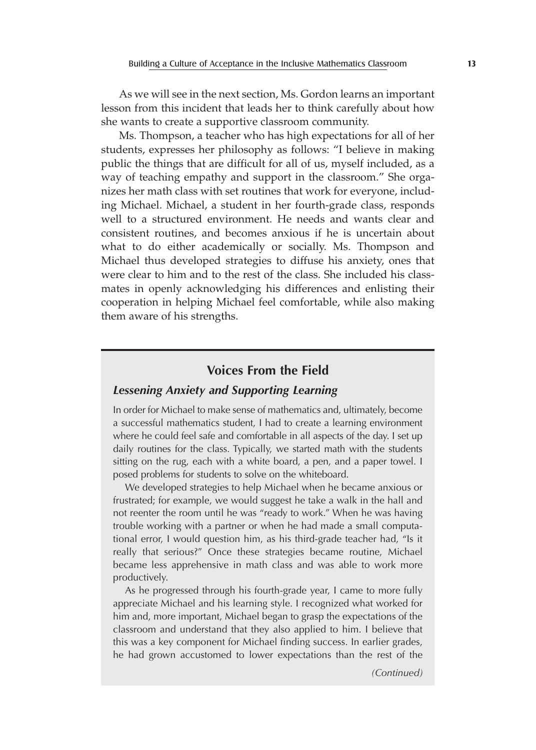As we will see in the next section, Ms. Gordon learns an important lesson from this incident that leads her to think carefully about how she wants to create a supportive classroom community.

Ms. Thompson, a teacher who has high expectations for all of her students, expresses her philosophy as follows: "I believe in making public the things that are difficult for all of us, myself included, as a way of teaching empathy and support in the classroom." She organizes her math class with set routines that work for everyone, including Michael. Michael, a student in her fourth-grade class, responds well to a structured environment. He needs and wants clear and consistent routines, and becomes anxious if he is uncertain about what to do either academically or socially. Ms. Thompson and Michael thus developed strategies to diffuse his anxiety, ones that were clear to him and to the rest of the class. She included his classmates in openly acknowledging his differences and enlisting their cooperation in helping Michael feel comfortable, while also making them aware of his strengths.

## Voices From the Field

### *Lessening Anxiety and Supporting Learning*

In order for Michael to make sense of mathematics and, ultimately, become a successful mathematics student, I had to create a learning environment where he could feel safe and comfortable in all aspects of the day. I set up daily routines for the class. Typically, we started math with the students sitting on the rug, each with a white board, a pen, and a paper towel. I posed problems for students to solve on the whiteboard.

We developed strategies to help Michael when he became anxious or frustrated; for example, we would suggest he take a walk in the hall and not reenter the room until he was "ready to work." When he was having trouble working with a partner or when he had made a small computational error, I would question him, as his third-grade teacher had, "Is it really that serious?" Once these strategies became routine, Michael became less apprehensive in math class and was able to work more productively.

As he progressed through his fourth-grade year, I came to more fully appreciate Michael and his learning style. I recognized what worked for him and, more important, Michael began to grasp the expectations of the classroom and understand that they also applied to him. I believe that this was a key component for Michael finding success. In earlier grades, he had grown accustomed to lower expectations than the rest of the

*(Continued)*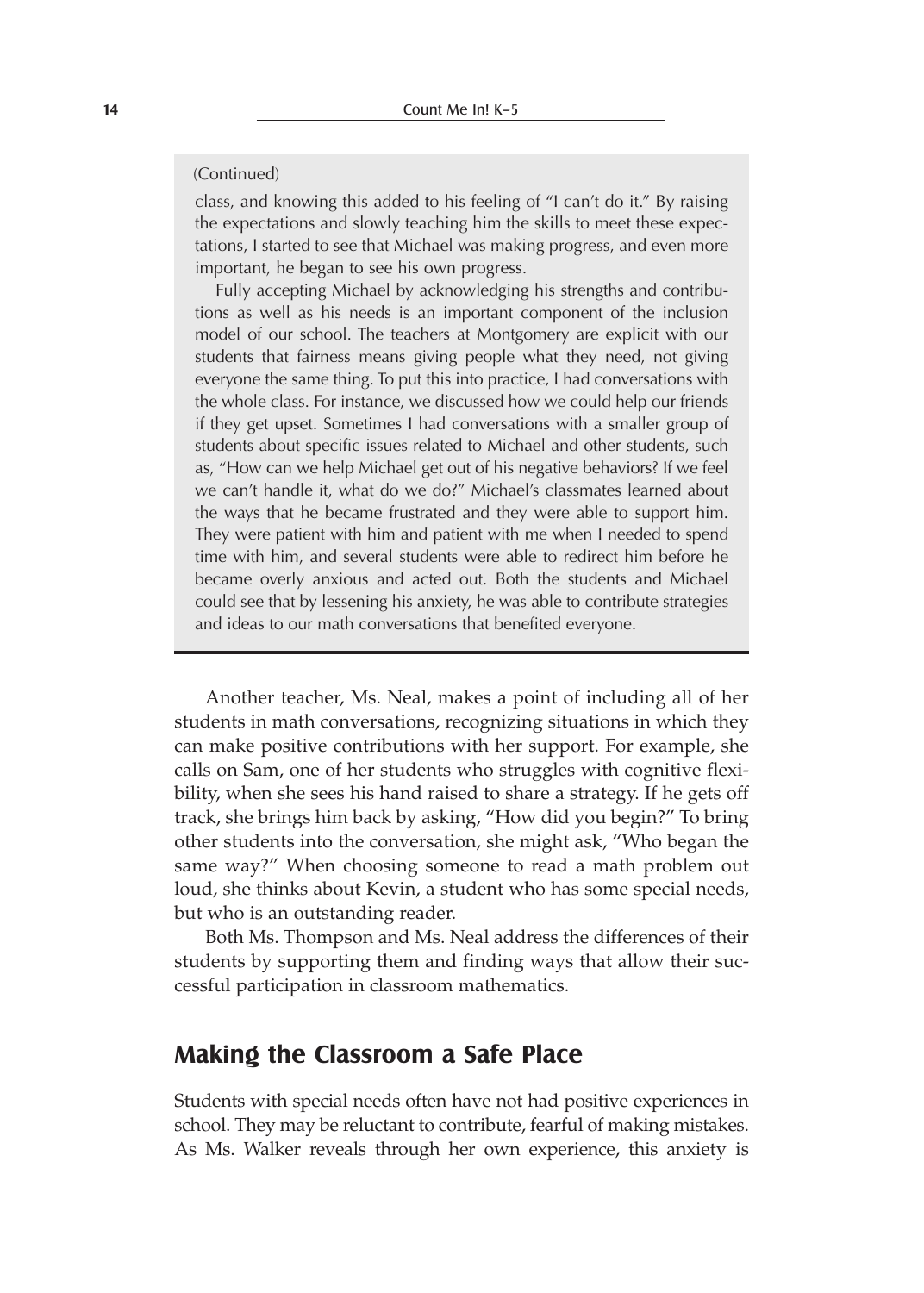(Continued)

class, and knowing this added to his feeling of "I can't do it." By raising the expectations and slowly teaching him the skills to meet these expectations, I started to see that Michael was making progress, and even more important, he began to see his own progress.

Fully accepting Michael by acknowledging his strengths and contributions as well as his needs is an important component of the inclusion model of our school. The teachers at Montgomery are explicit with our students that fairness means giving people what they need, not giving everyone the same thing. To put this into practice, I had conversations with the whole class. For instance, we discussed how we could help our friends if they get upset. Sometimes I had conversations with a smaller group of students about specific issues related to Michael and other students, such as, "How can we help Michael get out of his negative behaviors? If we feel we can't handle it, what do we do?" Michael's classmates learned about the ways that he became frustrated and they were able to support him. They were patient with him and patient with me when I needed to spend time with him, and several students were able to redirect him before he became overly anxious and acted out. Both the students and Michael could see that by lessening his anxiety, he was able to contribute strategies and ideas to our math conversations that benefited everyone.

---

Another teacher, Ms. Neal, makes a point of including all of her students in math conversations, recognizing situations in which they can make positive contributions with her support. For example, she calls on Sam, one of her students who struggles with cognitive flexibility, when she sees his hand raised to share a strategy. If he gets off track, she brings him back by asking, "How did you begin?" To bring other students into the conversation, she might ask, "Who began the same way?" When choosing someone to read a math problem out loud, she thinks about Kevin, a student who has some special needs, but who is an outstanding reader.

Both Ms. Thompson and Ms. Neal address the differences of their students by supporting them and finding ways that allow their successful participation in classroom mathematics.

## Making the Classroom a Safe Place

Students with special needs often have not had positive experiences in school. They may be reluctant to contribute, fearful of making mistakes. As Ms. Walker reveals through her own experience, this anxiety is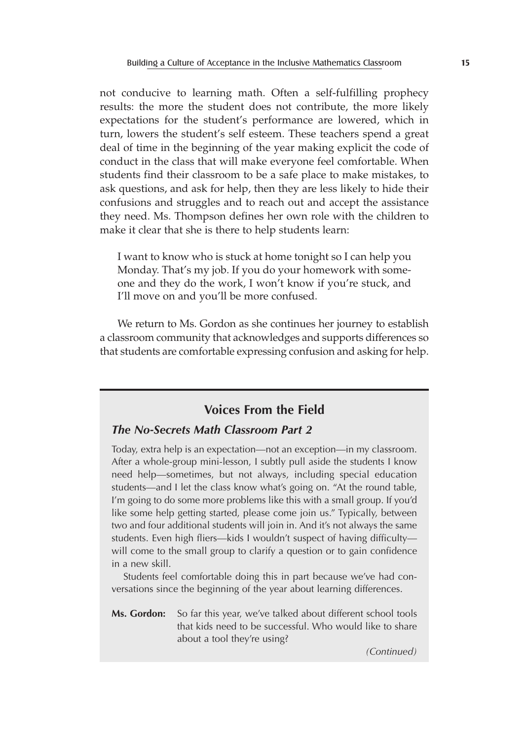not conducive to learning math. Often a self-fulfilling prophecy results: the more the student does not contribute, the more likely expectations for the student's performance are lowered, which in turn, lowers the student's self esteem. These teachers spend a great deal of time in the beginning of the year making explicit the code of conduct in the class that will make everyone feel comfortable. When students find their classroom to be a safe place to make mistakes, to ask questions, and ask for help, then they are less likely to hide their confusions and struggles and to reach out and accept the assistance they need. Ms. Thompson defines her own role with the children to make it clear that she is there to help students learn:

> I want to know who is stuck at home tonight so I can help you Monday. That's my job. If you do your homework with someone and they do the work, I won't know if you're stuck, and I'll move on and you'll be more confused.

We return to Ms. Gordon as she continues her journey to establish a classroom community that acknowledges and supports differences so that students are comfortable expressing confusion and asking for help.

---

## Voices From the Field

### *The No-Secrets Math Classroom Part 2*

Today, extra help is an expectation—not an exception—in my classroom. After a whole-group mini-lesson, I subtly pull aside the students I know need help—sometimes, but not always, including special education students—and I let the class know what's going on. "At the round table, I'm going to do some more problems like this with a small group. If you'd like some help getting started, please come join us." Typically, between two and four additional students will join in. And it's not always the same students. Even high fliers—kids I wouldn't suspect of having difficulty—will come to the small group to clarify a question or to gain confidence in a new skill.

Students feel comfortable doing this in part because we've had conversations since the beginning of the year about learning differences.

**Ms. Gordon:** So far this year, we've talked about different school tools that kids need to be successful. Who would like to share about a tool they're using?

*(Continued)*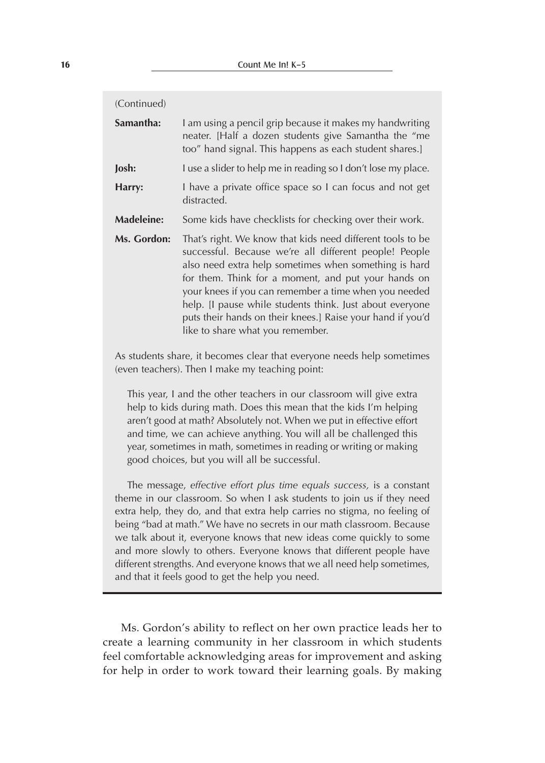(Continued)

**Samantha:** I am using a pencil grip because it makes my handwriting neater. [Half a dozen students give Samantha the "me too" hand signal. This happens as each student shares.]

**Josh:** I use a slider to help me in reading so I don't lose my place.

**Harry:** I have a private office space so I can focus and not get distracted.

**Madeleine:** Some kids have checklists for checking over their work.

**Ms. Gordon:** That's right. We know that kids need different tools to be successful. Because we're all different people! People also need extra help sometimes when something is hard for them. Think for a moment, and put your hands on your knees if you can remember a time when you needed help. [I pause while students think. Just about everyone puts their hands on their knees.] Raise your hand if you'd like to share what you remember.

As students share, it becomes clear that everyone needs help sometimes (even teachers). Then I make my teaching point:

> This year, I and the other teachers in our classroom will give extra help to kids during math. Does this mean that the kids I'm helping aren't good at math? Absolutely not. When we put in effective effort and time, we can achieve anything. You will all be challenged this year, sometimes in math, sometimes in reading or writing or making good choices, but you will all be successful.

The message, *effective effort plus time equals success,* is a constant theme in our classroom. So when I ask students to join us if they need extra help, they do, and that extra help carries no stigma, no feeling of being "bad at math." We have no secrets in our math classroom. Because we talk about it, everyone knows that new ideas come quickly to some and more slowly to others. Everyone knows that different people have different strengths. And everyone knows that we all need help sometimes, and that it feels good to get the help you need.

---

Ms. Gordon's ability to reflect on her own practice leads her to create a learning community in her classroom in which students feel comfortable acknowledging areas for improvement and asking for help in order to work toward their learning goals. By making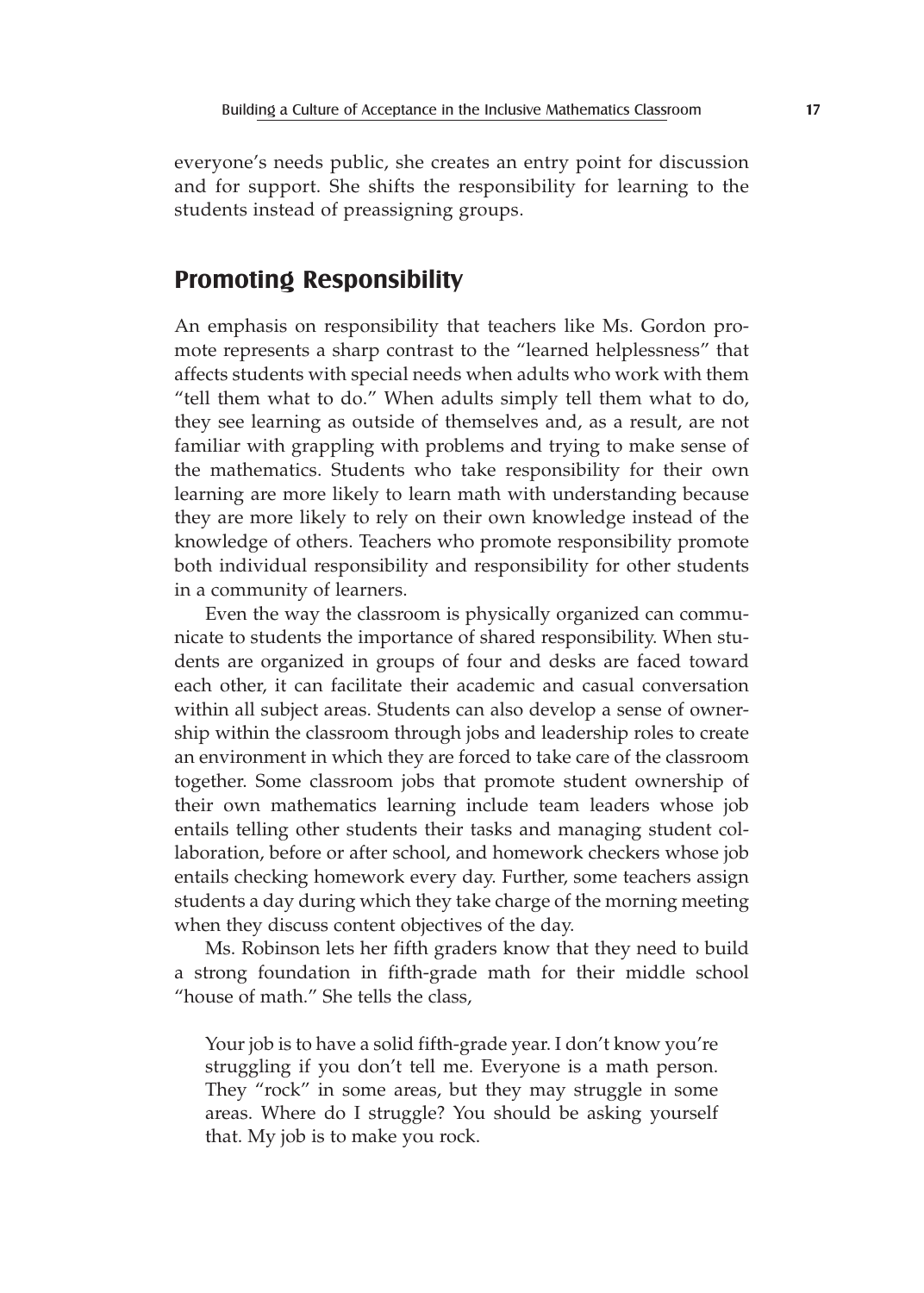everyone's needs public, she creates an entry point for discussion and for support. She shifts the responsibility for learning to the students instead of preassigning groups.

## Promoting Responsibility

An emphasis on responsibility that teachers like Ms. Gordon promote represents a sharp contrast to the "learned helplessness" that affects students with special needs when adults who work with them "tell them what to do." When adults simply tell them what to do, they see learning as outside of themselves and, as a result, are not familiar with grappling with problems and trying to make sense of the mathematics. Students who take responsibility for their own learning are more likely to learn math with understanding because they are more likely to rely on their own knowledge instead of the knowledge of others. Teachers who promote responsibility promote both individual responsibility and responsibility for other students in a community of learners.

Even the way the classroom is physically organized can communicate to students the importance of shared responsibility. When students are organized in groups of four and desks are faced toward each other, it can facilitate their academic and casual conversation within all subject areas. Students can also develop a sense of ownership within the classroom through jobs and leadership roles to create an environment in which they are forced to take care of the classroom together. Some classroom jobs that promote student ownership of their own mathematics learning include team leaders whose job entails telling other students their tasks and managing student collaboration, before or after school, and homework checkers whose job entails checking homework every day. Further, some teachers assign students a day during which they take charge of the morning meeting when they discuss content objectives of the day.

Ms. Robinson lets her fifth graders know that they need to build a strong foundation in fifth-grade math for their middle school "house of math." She tells the class,

> Your job is to have a solid fifth-grade year. I don't know you're struggling if you don't tell me. Everyone is a math person. They "rock" in some areas, but they may struggle in some areas. Where do I struggle? You should be asking yourself that. My job is to make you rock.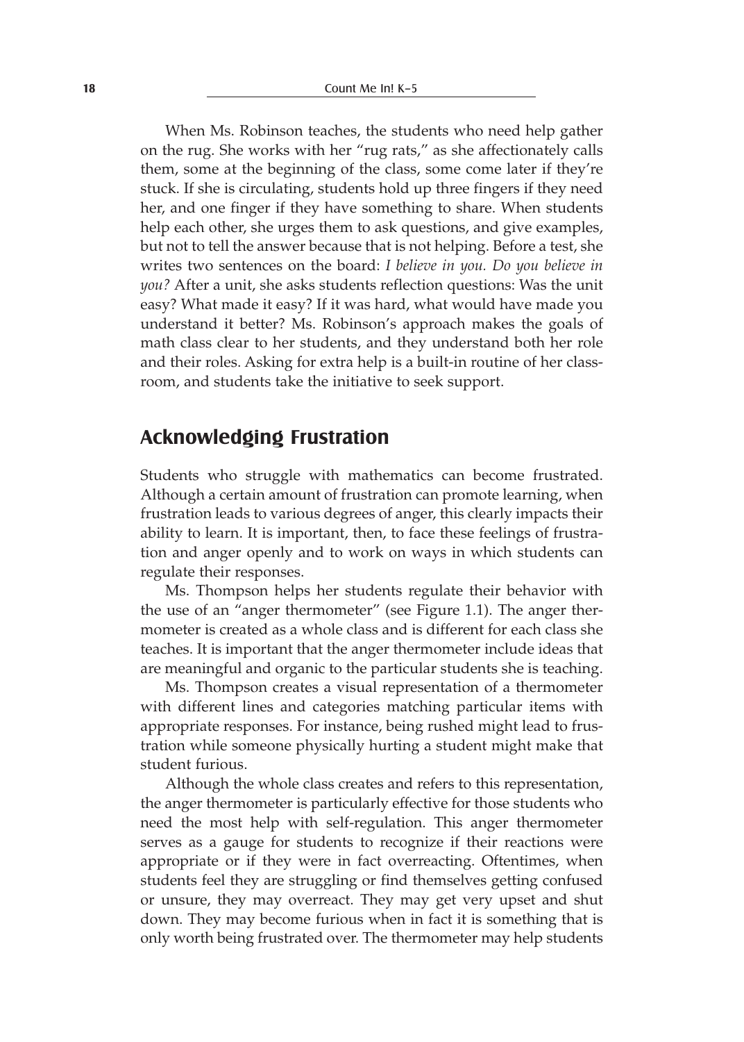When Ms. Robinson teaches, the students who need help gather on the rug. She works with her "rug rats," as she affectionately calls them, some at the beginning of the class, some come later if they're stuck. If she is circulating, students hold up three fingers if they need her, and one finger if they have something to share. When students help each other, she urges them to ask questions, and give examples, but not to tell the answer because that is not helping. Before a test, she writes two sentences on the board: *I believe in you. Do you believe in you?* After a unit, she asks students reflection questions: Was the unit easy? What made it easy? If it was hard, what would have made you understand it better? Ms. Robinson's approach makes the goals of math class clear to her students, and they understand both her role and their roles. Asking for extra help is a built-in routine of her classroom, and students take the initiative to seek support.

## Acknowledging Frustration

Students who struggle with mathematics can become frustrated. Although a certain amount of frustration can promote learning, when frustration leads to various degrees of anger, this clearly impacts their ability to learn. It is important, then, to face these feelings of frustration and anger openly and to work on ways in which students can regulate their responses.

Ms. Thompson helps her students regulate their behavior with the use of an "anger thermometer" (see Figure 1.1). The anger thermometer is created as a whole class and is different for each class she teaches. It is important that the anger thermometer include ideas that are meaningful and organic to the particular students she is teaching.

Ms. Thompson creates a visual representation of a thermometer with different lines and categories matching particular items with appropriate responses. For instance, being rushed might lead to frustration while someone physically hurting a student might make that student furious.

Although the whole class creates and refers to this representation, the anger thermometer is particularly effective for those students who need the most help with self-regulation. This anger thermometer serves as a gauge for students to recognize if their reactions were appropriate or if they were in fact overreacting. Oftentimes, when students feel they are struggling or find themselves getting confused or unsure, they may overreact. They may get very upset and shut down. They may become furious when in fact it is something that is only worth being frustrated over. The thermometer may help students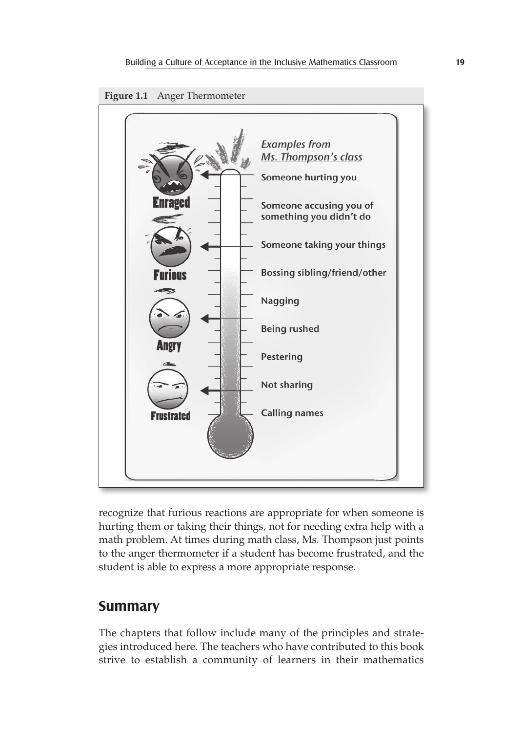**Figure 1.1** Anger Thermometer

| | Examples from *Ms. Thompson's class* |
|---|---|
| Enraged | Someone hurting you |
| | Someone accusing you of something you didn't do |
| Furious | Someone taking your things |
| | Bossing sibling/friend/other |
| | Nagging |
| Angry | Being rushed |
| | Pestering |
| Frustrated | Not sharing |
| | Calling names |

recognize that furious reactions are appropriate for when someone is hurting them or taking their things, not for needing extra help with a math problem. At times during math class, Ms. Thompson just points to the anger thermometer if a student has become frustrated, and the student is able to express a more appropriate response.

## Summary

The chapters that follow include many of the principles and strategies introduced here. The teachers who have contributed to this book strive to establish a community of learners in their mathematics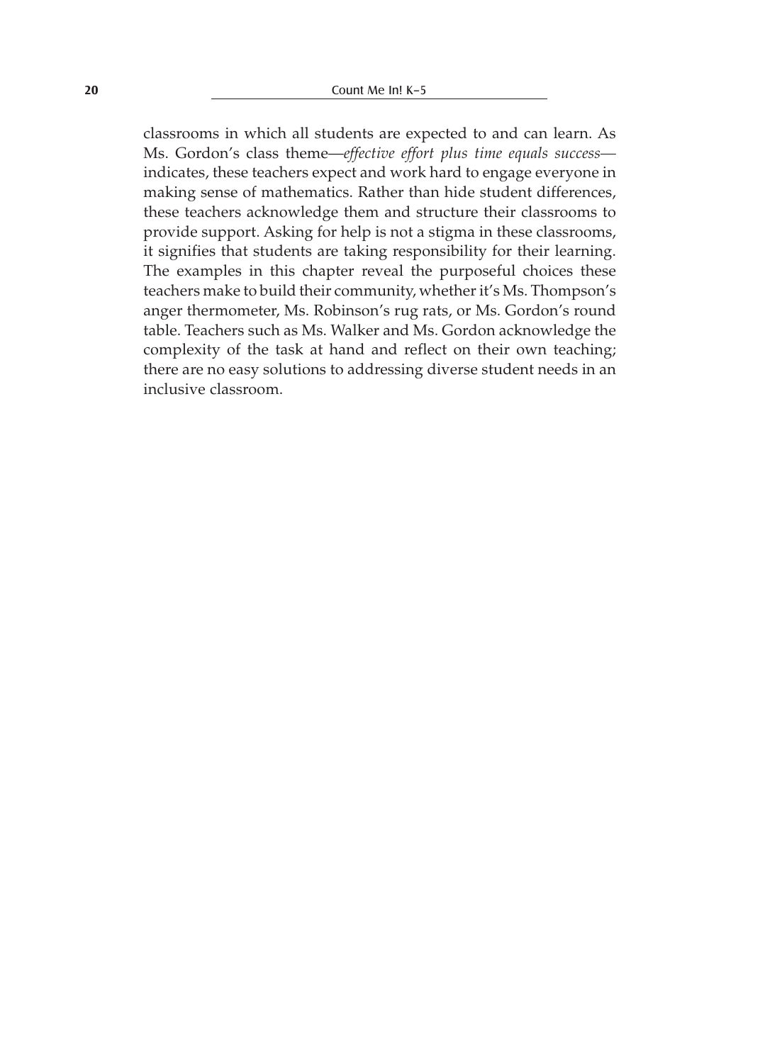classrooms in which all students are expected to and can learn. As Ms. Gordon's class theme—*effective effort plus time equals success*—indicates, these teachers expect and work hard to engage everyone in making sense of mathematics. Rather than hide student differences, these teachers acknowledge them and structure their classrooms to provide support. Asking for help is not a stigma in these classrooms, it signifies that students are taking responsibility for their learning. The examples in this chapter reveal the purposeful choices these teachers make to build their community, whether it's Ms. Thompson's anger thermometer, Ms. Robinson's rug rats, or Ms. Gordon's round table. Teachers such as Ms. Walker and Ms. Gordon acknowledge the complexity of the task at hand and reflect on their own teaching; there are no easy solutions to addressing diverse student needs in an inclusive classroom.